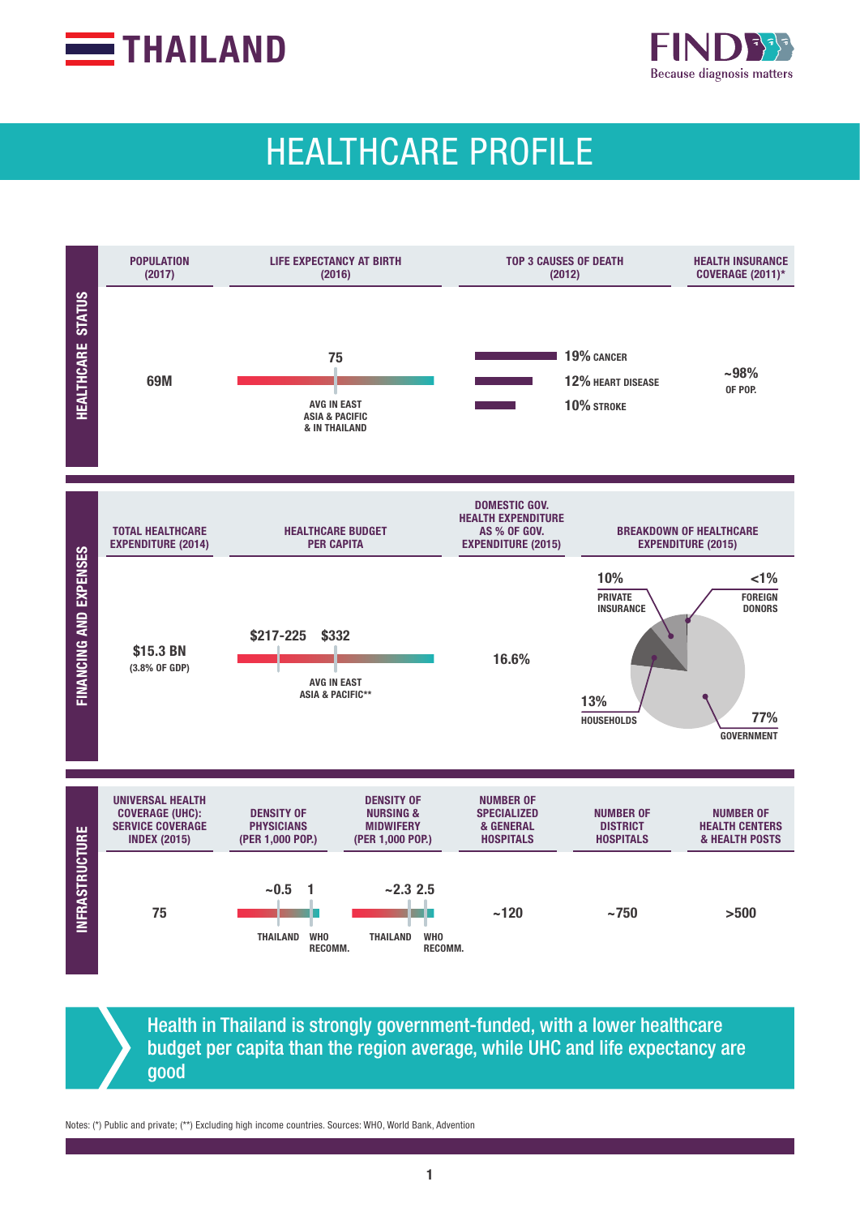# THAILAND

FIND Because diagnosis matters

## HEALTHCARE PROFILE

### HEALTHCARE STATUS

| POPULATION (2017) | LIFE EXPECTANCY AT BIRTH (2016) | TOP 3 CAUSES OF DEATH (2012) | HEALTH INSURANCE COVERAGE (2011)* |
|---|---|---|---|
| 69M | 75 AVG IN EAST ASIA & PACIFIC & IN THAILAND | 19% CANCER; 12% HEART DISEASE; 10% STROKE | ~98% OF POP. |

### FINANCING AND EXPENSES

| TOTAL HEALTHCARE EXPENDITURE (2014) | HEALTHCARE BUDGET PER CAPITA | DOMESTIC GOV. HEALTH EXPENDITURE AS % OF GOV. EXPENDITURE (2015) | BREAKDOWN OF HEALTHCARE EXPENDITURE (2015) |
|---|---|---|---|
| $15.3 BN (3.8% OF GDP) | $217-225; $332 AVG IN EAST ASIA & PACIFIC** | 16.6% | 10% PRIVATE INSURANCE; <1% FOREIGN DONORS; 13% HOUSEHOLDS; 77% GOVERNMENT |

### INFRASTRUCTURE

| UNIVERSAL HEALTH COVERAGE (UHC): SERVICE COVERAGE INDEX (2015) | DENSITY OF PHYSICIANS (PER 1,000 POP.) | DENSITY OF NURSING & MIDWIFERY (PER 1,000 POP.) | NUMBER OF SPECIALIZED & GENERAL HOSPITALS | NUMBER OF DISTRICT HOSPITALS | NUMBER OF HEALTH CENTERS & HEALTH POSTS |
|---|---|---|---|---|---|
| 75 | ~0.5 THAILAND; 1 WHO RECOMM. | ~2.3 THAILAND; 2.5 WHO RECOMM. | ~120 | ~750 | >500 |

Health in Thailand is strongly government-funded, with a lower healthcare budget per capita than the region average, while UHC and life expectancy are good

Notes: (*) Public and private; (**) Excluding high income countries. Sources: WHO, World Bank, Advention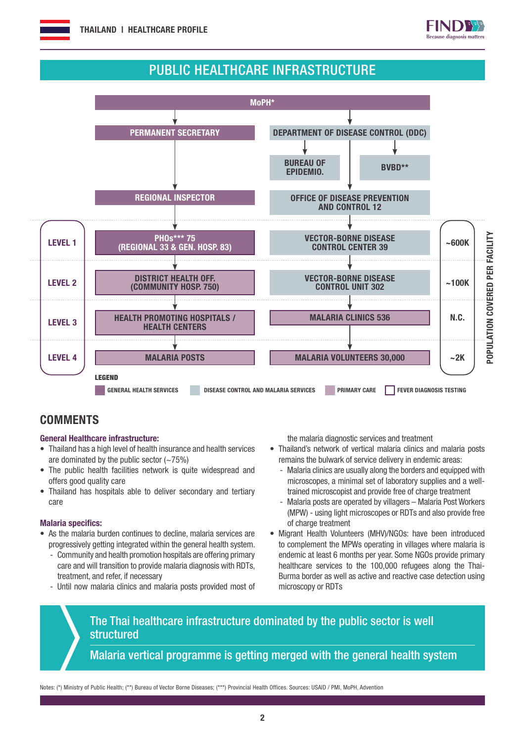## PUBLIC HEALTHCARE INFRASTRUCTURE

MoPH*

| | General health services | Disease control and malaria services | Population covered per facility |
|---|---|---|---|
| | PERMANENT SECRETARY | DEPARTMENT OF DISEASE CONTROL (DDC) | |
| | | BUREAU OF EPIDEMIO. / BVBD** | |
| | REGIONAL INSPECTOR | OFFICE OF DISEASE PREVENTION AND CONTROL 12 | |
| LEVEL 1 | PHOs*** 75 (REGIONAL 33 & GEN. HOSP. 83) | VECTOR-BORNE DISEASE CONTROL CENTER 39 | ~600K |
| LEVEL 2 | DISTRICT HEALTH OFF. (COMMUNITY HOSP. 750) | VECTOR-BORNE DISEASE CONTROL UNIT 302 | ~100K |
| LEVEL 3 | HEALTH PROMOTING HOSPITALS / HEALTH CENTERS | MALARIA CLINICS 536 | N.C. |
| LEVEL 4 | MALARIA POSTS | MALARIA VOLUNTEERS 30,000 | ~2K |

LEGEND: GENERAL HEALTH SERVICES; DISEASE CONTROL AND MALARIA SERVICES; PRIMARY CARE; FEVER DIAGNOSIS TESTING

## COMMENTS

**General Healthcare infrastructure:**

- Thailand has a high level of health insurance and health services are dominated by the public sector (~75%)
- The public health facilities network is quite widespread and offers good quality care
- Thailand has hospitals able to deliver secondary and tertiary care

**Malaria specifics:**

- As the malaria burden continues to decline, malaria services are progressively getting integrated within the general health system.
  - Community and health promotion hospitals are offering primary care and will transition to provide malaria diagnosis with RDTs, treatment, and refer, if necessary
  - Until now malaria clinics and malaria posts provided most of the malaria diagnostic services and treatment
- Thailand's network of vertical malaria clinics and malaria posts remains the bulwark of service delivery in endemic areas:
  - Malaria clinics are usually along the borders and equipped with microscopes, a minimal set of laboratory supplies and a well-trained microscopist and provide free of charge treatment
  - Malaria posts are operated by villagers – Malaria Post Workers (MPW) - using light microscopes or RDTs and also provide free of charge treatment
- Migrant Health Volunteers (MHV)/NGOs: have been introduced to complement the MPWs operating in villages where malaria is endemic at least 6 months per year. Some NGOs provide primary healthcare services to the 100,000 refugees along the Thai-Burma border as well as active and reactive case detection using microscopy or RDTs

**The Thai healthcare infrastructure dominated by the public sector is well structured**

**Malaria vertical programme is getting merged with the general health system**

Notes: (*) Ministry of Public Health; (**) Bureau of Vector Borne Diseases; (***) Provincial Health Offices. Sources: USAID / PMI, MoPH, Advention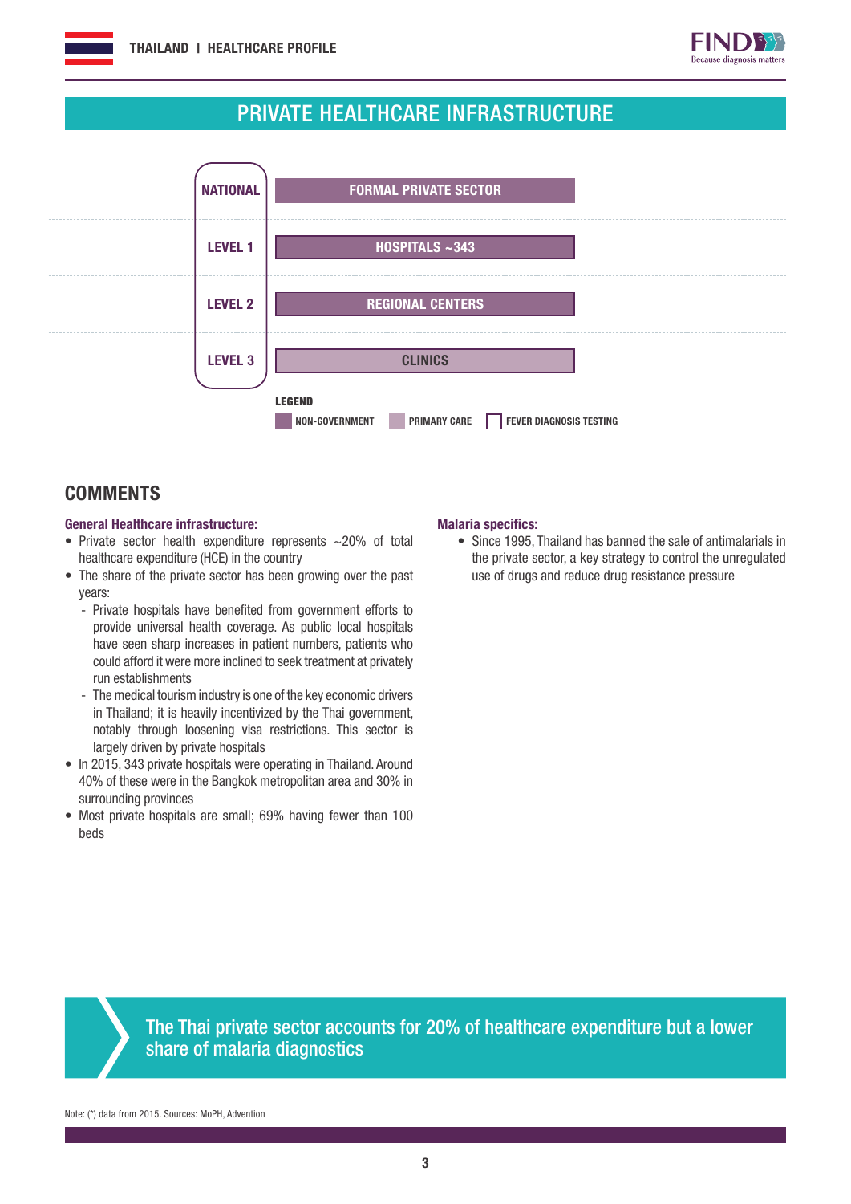# PRIVATE HEALTHCARE INFRASTRUCTURE

| Level | Private sector |
|---|---|
| NATIONAL | FORMAL PRIVATE SECTOR |
| LEVEL 1 | HOSPITALS ~343 |
| LEVEL 2 | REGIONAL CENTERS |
| LEVEL 3 | CLINICS |

**LEGEND**

NON-GOVERNMENT | PRIMARY CARE | FEVER DIAGNOSIS TESTING

## COMMENTS

**General Healthcare infrastructure:**

- Private sector health expenditure represents ~20% of total healthcare expenditure (HCE) in the country
- The share of the private sector has been growing over the past years:
  - Private hospitals have benefited from government efforts to provide universal health coverage. As public local hospitals have seen sharp increases in patient numbers, patients who could afford it were more inclined to seek treatment at privately run establishments
  - The medical tourism industry is one of the key economic drivers in Thailand; it is heavily incentivized by the Thai government, notably through loosening visa restrictions. This sector is largely driven by private hospitals
- In 2015, 343 private hospitals were operating in Thailand. Around 40% of these were in the Bangkok metropolitan area and 30% in surrounding provinces
- Most private hospitals are small; 69% having fewer than 100 beds

**Malaria specifics:**

- Since 1995, Thailand has banned the sale of antimalarials in the private sector, a key strategy to control the unregulated use of drugs and reduce drug resistance pressure

> The Thai private sector accounts for 20% of healthcare expenditure but a lower share of malaria diagnostics

Note: (*) data from 2015. Sources: MoPH, Advention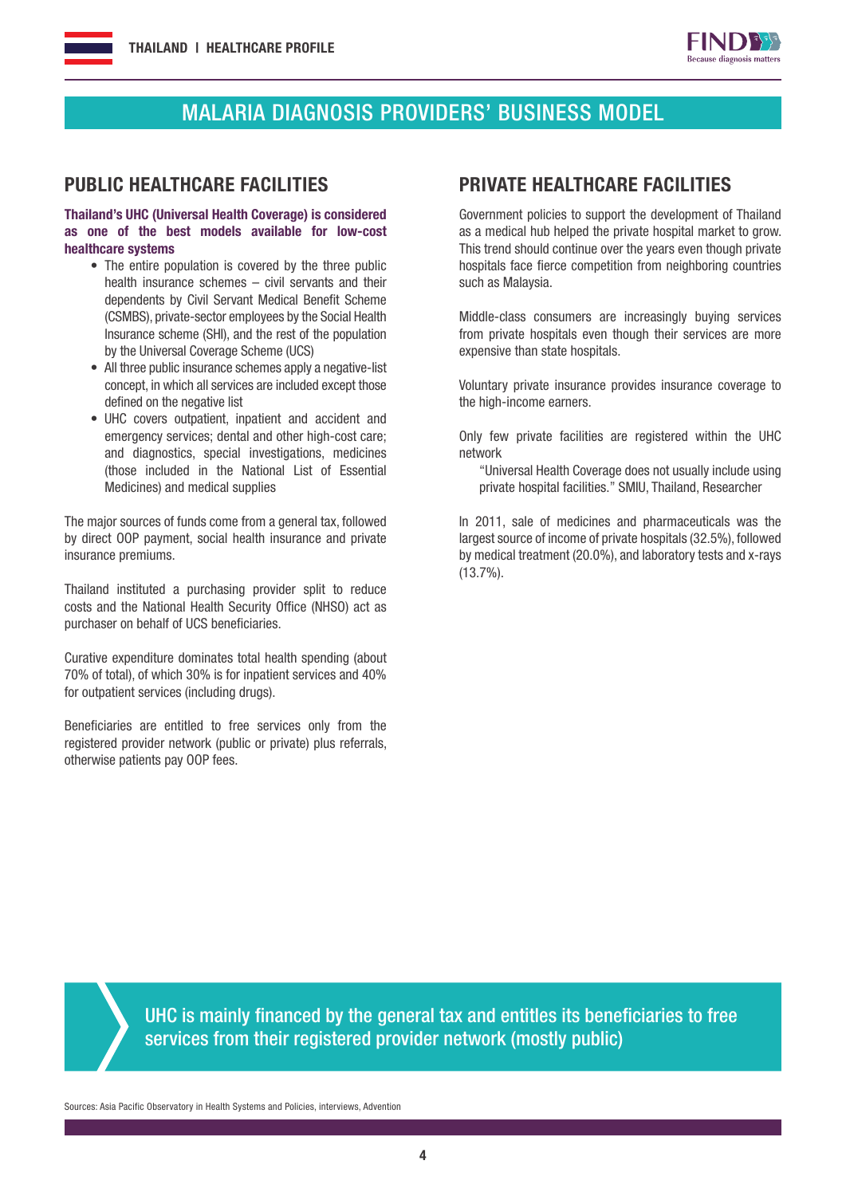# MALARIA DIAGNOSIS PROVIDERS' BUSINESS MODEL

## PUBLIC HEALTHCARE FACILITIES

**Thailand's UHC (Universal Health Coverage) is considered as one of the best models available for low-cost healthcare systems**

- The entire population is covered by the three public health insurance schemes – civil servants and their dependents by Civil Servant Medical Benefit Scheme (CSMBS), private-sector employees by the Social Health Insurance scheme (SHI), and the rest of the population by the Universal Coverage Scheme (UCS)
- All three public insurance schemes apply a negative-list concept, in which all services are included except those defined on the negative list
- UHC covers outpatient, inpatient and accident and emergency services; dental and other high-cost care; and diagnostics, special investigations, medicines (those included in the National List of Essential Medicines) and medical supplies

The major sources of funds come from a general tax, followed by direct OOP payment, social health insurance and private insurance premiums.

Thailand instituted a purchasing provider split to reduce costs and the National Health Security Office (NHSO) act as purchaser on behalf of UCS beneficiaries.

Curative expenditure dominates total health spending (about 70% of total), of which 30% is for inpatient services and 40% for outpatient services (including drugs).

Beneficiaries are entitled to free services only from the registered provider network (public or private) plus referrals, otherwise patients pay OOP fees.

## PRIVATE HEALTHCARE FACILITIES

Government policies to support the development of Thailand as a medical hub helped the private hospital market to grow. This trend should continue over the years even though private hospitals face fierce competition from neighboring countries such as Malaysia.

Middle-class consumers are increasingly buying services from private hospitals even though their services are more expensive than state hospitals.

Voluntary private insurance provides insurance coverage to the high-income earners.

Only few private facilities are registered within the UHC network

> "Universal Health Coverage does not usually include using private hospital facilities." SMIU, Thailand, Researcher

In 2011, sale of medicines and pharmaceuticals was the largest source of income of private hospitals (32.5%), followed by medical treatment (20.0%), and laboratory tests and x-rays (13.7%).

**UHC is mainly financed by the general tax and entitles its beneficiaries to free services from their registered provider network (mostly public)**

Sources: Asia Pacific Observatory in Health Systems and Policies, interviews, Advention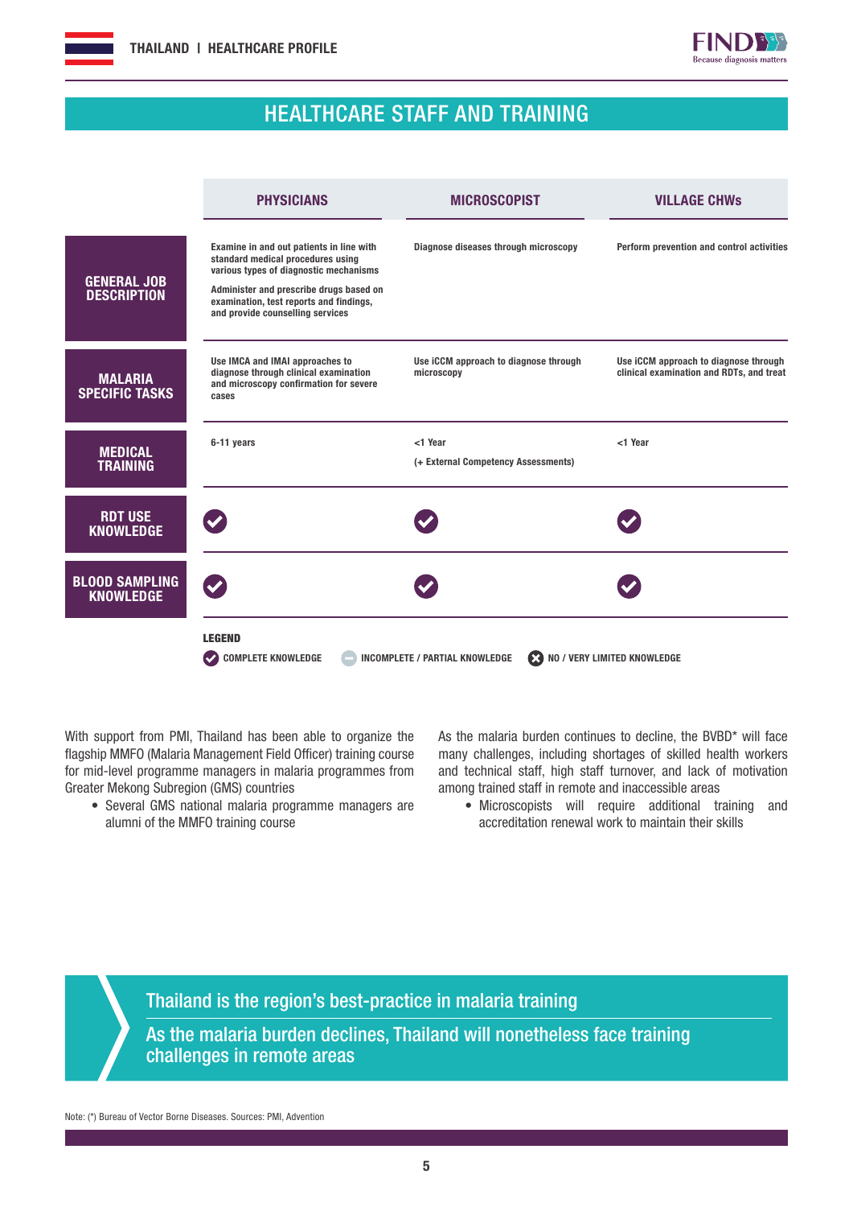## HEALTHCARE STAFF AND TRAINING

| | PHYSICIANS | MICROSCOPIST | VILLAGE CHWs |
|---|---|---|---|
| **GENERAL JOB DESCRIPTION** | Examine in and out patients in line with standard medical procedures using various types of diagnostic mechanisms<br><br>Administer and prescribe drugs based on examination, test reports and findings, and provide counselling services | Diagnose diseases through microscopy | Perform prevention and control activities |
| **MALARIA SPECIFIC TASKS** | Use IMCA and IMAI approaches to diagnose through clinical examination and microscopy confirmation for severe cases | Use iCCM approach to diagnose through microscopy | Use iCCM approach to diagnose through clinical examination and RDTs, and treat |
| **MEDICAL TRAINING** | 6-11 years | <1 Year<br><br>(+ External Competency Assessments) | <1 Year |
| **RDT USE KNOWLEDGE** | ✔ | ✔ | ✔ |
| **BLOOD SAMPLING KNOWLEDGE** | ✔ | ✔ | ✔ |

**LEGEND**

✔ COMPLETE KNOWLEDGE &nbsp; – INCOMPLETE / PARTIAL KNOWLEDGE &nbsp; ✖ NO / VERY LIMITED KNOWLEDGE

With support from PMI, Thailand has been able to organize the flagship MMFO (Malaria Management Field Officer) training course for mid-level programme managers in malaria programmes from Greater Mekong Subregion (GMS) countries

- Several GMS national malaria programme managers are alumni of the MMFO training course

As the malaria burden continues to decline, the BVBD* will face many challenges, including shortages of skilled health workers and technical staff, high staff turnover, and lack of motivation among trained staff in remote and inaccessible areas

- Microscopists will require additional training and accreditation renewal work to maintain their skills

> Thailand is the region's best-practice in malaria training
>
> As the malaria burden declines, Thailand will nonetheless face training challenges in remote areas

Note: (*) Bureau of Vector Borne Diseases. Sources: PMI, Advention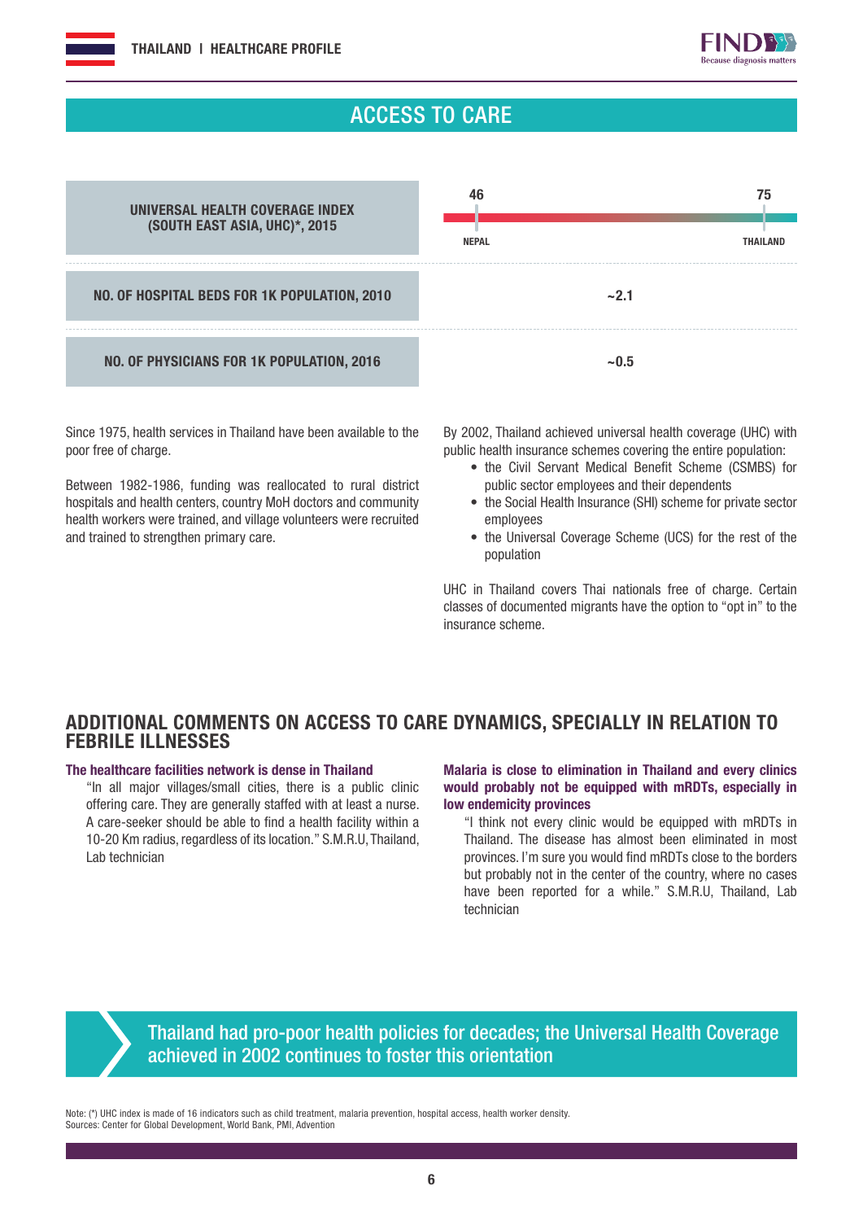## ACCESS TO CARE

UNIVERSAL HEALTH COVERAGE INDEX (SOUTH EAST ASIA, UHC)*, 2015

46 NEPAL

75 THAILAND

| | |
|---|---|
| NO. OF HOSPITAL BEDS FOR 1K POPULATION, 2010 | ~2.1 |
| NO. OF PHYSICIANS FOR 1K POPULATION, 2016 | ~0.5 |

Since 1975, health services in Thailand have been available to the poor free of charge.

Between 1982-1986, funding was reallocated to rural district hospitals and health centers, country MoH doctors and community health workers were trained, and village volunteers were recruited and trained to strengthen primary care.

By 2002, Thailand achieved universal health coverage (UHC) with public health insurance schemes covering the entire population:

- the Civil Servant Medical Benefit Scheme (CSMBS) for public sector employees and their dependents
- the Social Health Insurance (SHI) scheme for private sector employees
- the Universal Coverage Scheme (UCS) for the rest of the population

UHC in Thailand covers Thai nationals free of charge. Certain classes of documented migrants have the option to "opt in" to the insurance scheme.

## ADDITIONAL COMMENTS ON ACCESS TO CARE DYNAMICS, SPECIALLY IN RELATION TO FEBRILE ILLNESSES

**The healthcare facilities network is dense in Thailand**

"In all major villages/small cities, there is a public clinic offering care. They are generally staffed with at least a nurse. A care-seeker should be able to find a health facility within a 10-20 Km radius, regardless of its location." S.M.R.U, Thailand, Lab technician

**Malaria is close to elimination in Thailand and every clinics would probably not be equipped with mRDTs, especially in low endemicity provinces**

"I think not every clinic would be equipped with mRDTs in Thailand. The disease has almost been eliminated in most provinces. I'm sure you would find mRDTs close to the borders but probably not in the center of the country, where no cases have been reported for a while." S.M.R.U, Thailand, Lab technician

**Thailand had pro-poor health policies for decades; the Universal Health Coverage achieved in 2002 continues to foster this orientation**

Note: (*) UHC index is made of 16 indicators such as child treatment, malaria prevention, hospital access, health worker density.
Sources: Center for Global Development, World Bank, PMI, Advention